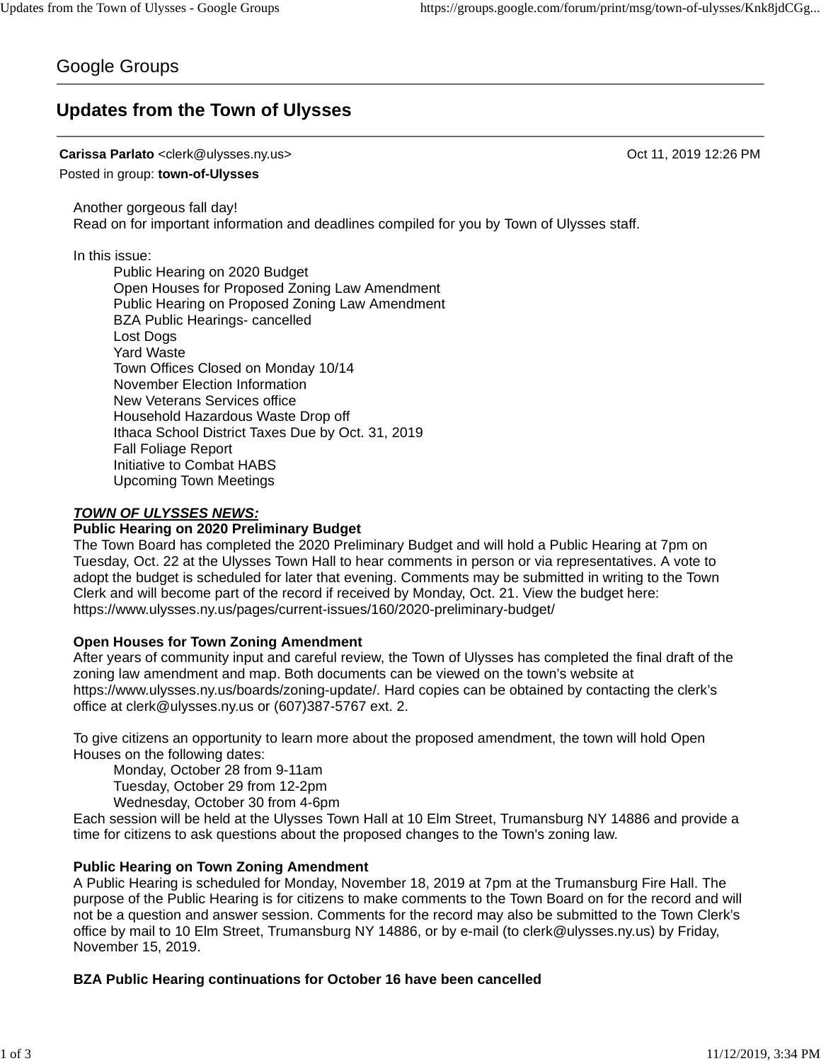Google Groups

# Updates from the Town of Ulysses

**Carissa Parlato** <clerk@ulysses.ny.us> Oct 11, 2019 12:26 PM

Posted in group: **town-of-Ulysses**

Another gorgeous fall day!
Read on for important information and deadlines compiled for you by Town of Ulysses staff.

In this issue:

- Public Hearing on 2020 Budget
- Open Houses for Proposed Zoning Law Amendment
- Public Hearing on Proposed Zoning Law Amendment
- BZA Public Hearings- cancelled
- Lost Dogs
- Yard Waste
- Town Offices Closed on Monday 10/14
- November Election Information
- New Veterans Services office
- Household Hazardous Waste Drop off
- Ithaca School District Taxes Due by Oct. 31, 2019
- Fall Foliage Report
- Initiative to Combat HABS
- Upcoming Town Meetings

***<u>TOWN OF ULYSSES NEWS:</u>***

**Public Hearing on 2020 Preliminary Budget**

The Town Board has completed the 2020 Preliminary Budget and will hold a Public Hearing at 7pm on Tuesday, Oct. 22 at the Ulysses Town Hall to hear comments in person or via representatives. A vote to adopt the budget is scheduled for later that evening. Comments may be submitted in writing to the Town Clerk and will become part of the record if received by Monday, Oct. 21. View the budget here: https://www.ulysses.ny.us/pages/current-issues/160/2020-preliminary-budget/

**Open Houses for Town Zoning Amendment**

After years of community input and careful review, the Town of Ulysses has completed the final draft of the zoning law amendment and map. Both documents can be viewed on the town's website at https://www.ulysses.ny.us/boards/zoning-update/. Hard copies can be obtained by contacting the clerk's office at clerk@ulysses.ny.us or (607)387-5767 ext. 2.

To give citizens an opportunity to learn more about the proposed amendment, the town will hold Open Houses on the following dates:

- Monday, October 28 from 9-11am
- Tuesday, October 29 from 12-2pm
- Wednesday, October 30 from 4-6pm

Each session will be held at the Ulysses Town Hall at 10 Elm Street, Trumansburg NY 14886 and provide a time for citizens to ask questions about the proposed changes to the Town's zoning law.

**Public Hearing on Town Zoning Amendment**

A Public Hearing is scheduled for Monday, November 18, 2019 at 7pm at the Trumansburg Fire Hall. The purpose of the Public Hearing is for citizens to make comments to the Town Board on for the record and will not be a question and answer session. Comments for the record may also be submitted to the Town Clerk's office by mail to 10 Elm Street, Trumansburg NY 14886, or by e-mail (to clerk@ulysses.ny.us) by Friday, November 15, 2019.

**BZA Public Hearing continuations for October 16 have been cancelled**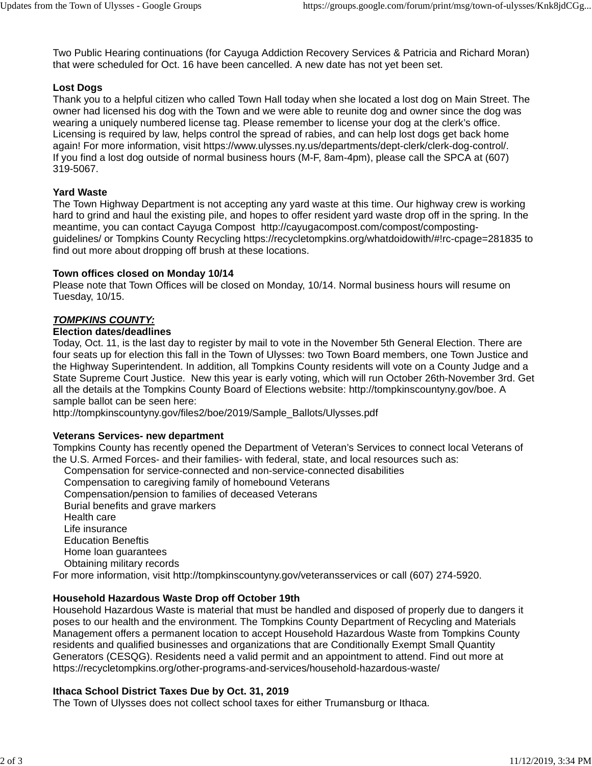Two Public Hearing continuations (for Cayuga Addiction Recovery Services & Patricia and Richard Moran) that were scheduled for Oct. 16 have been cancelled. A new date has not yet been set.

**Lost Dogs**
Thank you to a helpful citizen who called Town Hall today when she located a lost dog on Main Street. The owner had licensed his dog with the Town and we were able to reunite dog and owner since the dog was wearing a uniquely numbered license tag. Please remember to license your dog at the clerk's office. Licensing is required by law, helps control the spread of rabies, and can help lost dogs get back home again! For more information, visit https://www.ulysses.ny.us/departments/dept-clerk/clerk-dog-control/. If you find a lost dog outside of normal business hours (M-F, 8am-4pm), please call the SPCA at (607) 319-5067.

**Yard Waste**
The Town Highway Department is not accepting any yard waste at this time. Our highway crew is working hard to grind and haul the existing pile, and hopes to offer resident yard waste drop off in the spring. In the meantime, you can contact Cayuga Compost http://cayugacompost.com/compost/composting-guidelines/ or Tompkins County Recycling https://recycletompkins.org/whatdoidowith/#!rc-cpage=281835 to find out more about dropping off brush at these locations.

**Town offices closed on Monday 10/14**
Please note that Town Offices will be closed on Monday, 10/14. Normal business hours will resume on Tuesday, 10/15.

***TOMPKINS COUNTY:***

**Election dates/deadlines**
Today, Oct. 11, is the last day to register by mail to vote in the November 5th General Election. There are four seats up for election this fall in the Town of Ulysses: two Town Board members, one Town Justice and the Highway Superintendent. In addition, all Tompkins County residents will vote on a County Judge and a State Supreme Court Justice. New this year is early voting, which will run October 26th-November 3rd. Get all the details at the Tompkins County Board of Elections website: http://tompkinscountyny.gov/boe. A sample ballot can be seen here:
http://tompkinscountyny.gov/files2/boe/2019/Sample_Ballots/Ulysses.pdf

**Veterans Services- new department**
Tompkins County has recently opened the Department of Veteran's Services to connect local Veterans of the U.S. Armed Forces- and their families- with federal, state, and local resources such as:

- Compensation for service-connected and non-service-connected disabilities
- Compensation to caregiving family of homebound Veterans
- Compensation/pension to families of deceased Veterans
- Burial benefits and grave markers
- Health care
- Life insurance
- Education Beneftis
- Home loan guarantees
- Obtaining military records

For more information, visit http://tompkinscountyny.gov/veteransservices or call (607) 274-5920.

**Household Hazardous Waste Drop off October 19th**
Household Hazardous Waste is material that must be handled and disposed of properly due to dangers it poses to our health and the environment. The Tompkins County Department of Recycling and Materials Management offers a permanent location to accept Household Hazardous Waste from Tompkins County residents and qualified businesses and organizations that are Conditionally Exempt Small Quantity Generators (CESQG). Residents need a valid permit and an appointment to attend. Find out more at https://recycletompkins.org/other-programs-and-services/household-hazardous-waste/

**Ithaca School District Taxes Due by Oct. 31, 2019**
The Town of Ulysses does not collect school taxes for either Trumansburg or Ithaca.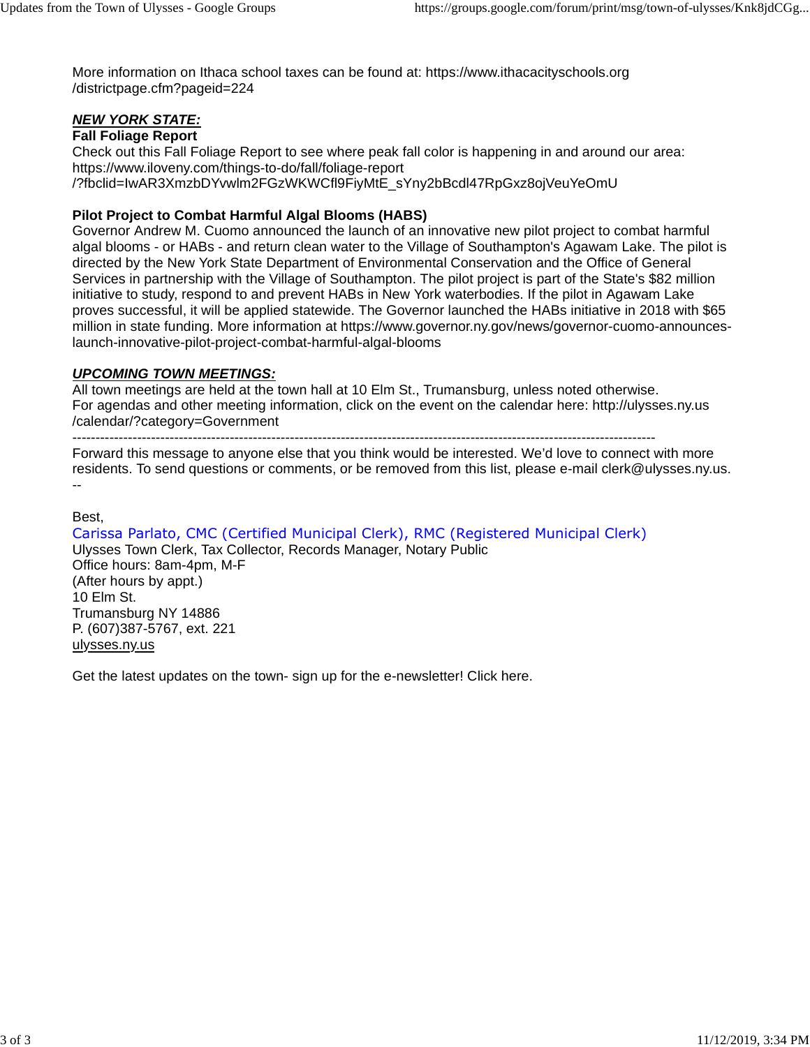More information on Ithaca school taxes can be found at: https://www.ithacacityschools.org/districtpage.cfm?pageid=224

***NEW YORK STATE:***

**Fall Foliage Report**

Check out this Fall Foliage Report to see where peak fall color is happening in and around our area: https://www.iloveny.com/things-to-do/fall/foliage-report/?fbclid=IwAR3XmzbDYvwlm2FGzWKWCfl9FiyMtE_sYny2bBcdl47RpGxz8ojVeuYeOmU

**Pilot Project to Combat Harmful Algal Blooms (HABS)**

Governor Andrew M. Cuomo announced the launch of an innovative new pilot project to combat harmful algal blooms - or HABs - and return clean water to the Village of Southampton's Agawam Lake. The pilot is directed by the New York State Department of Environmental Conservation and the Office of General Services in partnership with the Village of Southampton. The pilot project is part of the State's $82 million initiative to study, respond to and prevent HABs in New York waterbodies. If the pilot in Agawam Lake proves successful, it will be applied statewide. The Governor launched the HABs initiative in 2018 with $65 million in state funding. More information at https://www.governor.ny.gov/news/governor-cuomo-announces-launch-innovative-pilot-project-combat-harmful-algal-blooms

***UPCOMING TOWN MEETINGS:***

All town meetings are held at the town hall at 10 Elm St., Trumansburg, unless noted otherwise.
For agendas and other meeting information, click on the event on the calendar here: http://ulysses.ny.us/calendar/?category=Government

---

Forward this message to anyone else that you think would be interested. We'd love to connect with more residents. To send questions or comments, or be removed from this list, please e-mail clerk@ulysses.ny.us.

--

Best,

Carissa Parlato, CMC (Certified Municipal Clerk), RMC (Registered Municipal Clerk)
Ulysses Town Clerk, Tax Collector, Records Manager, Notary Public
Office hours: 8am-4pm, M-F
(After hours by appt.)
10 Elm St.
Trumansburg NY 14886
P. (607)387-5767, ext. 221
ulysses.ny.us

Get the latest updates on the town- sign up for the e-newsletter! Click here.